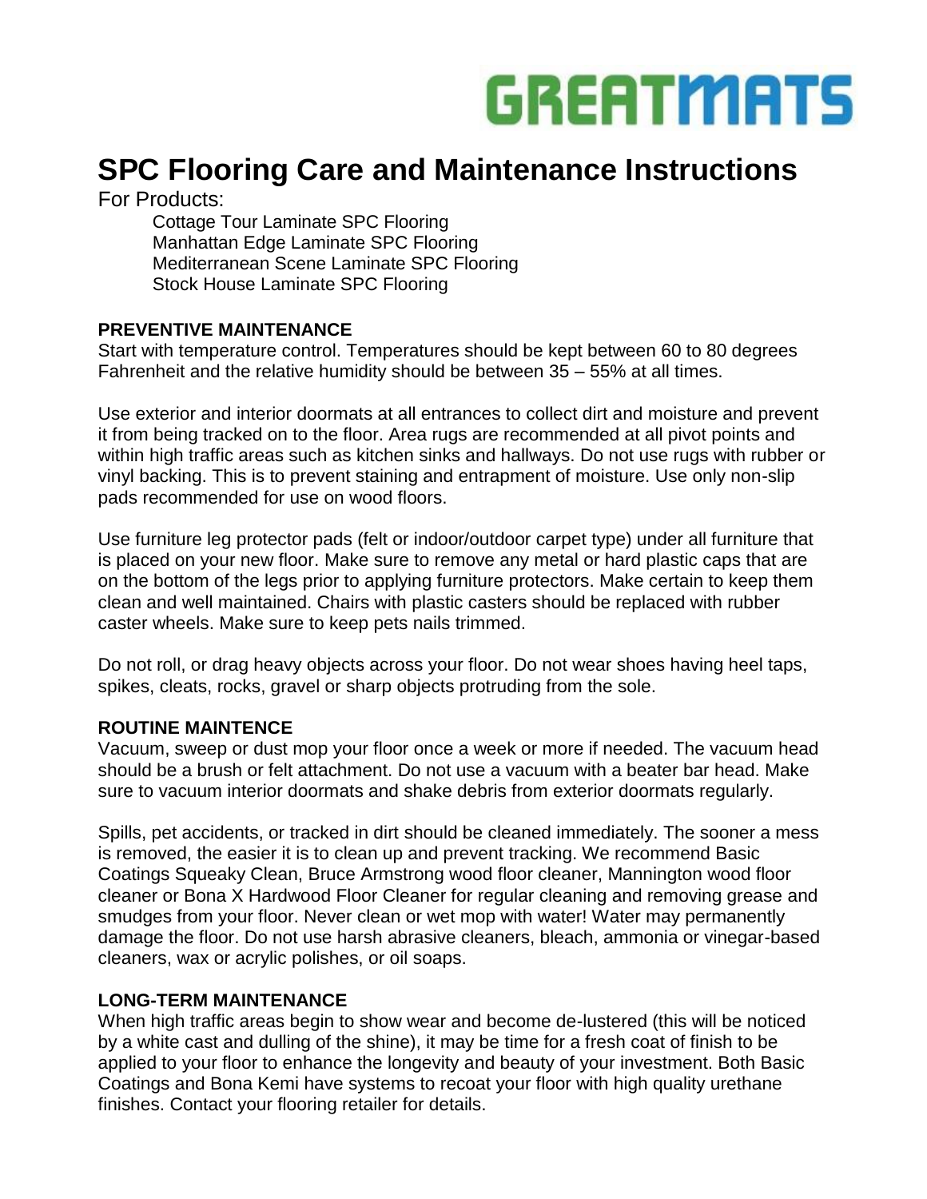GREATMATS

# SPC Flooring Care and Maintenance Instructions

For Products:

- Cottage Tour Laminate SPC Flooring
- Manhattan Edge Laminate SPC Flooring
- Mediterranean Scene Laminate SPC Flooring
- Stock House Laminate SPC Flooring

**PREVENTIVE MAINTENANCE**

Start with temperature control. Temperatures should be kept between 60 to 80 degrees Fahrenheit and the relative humidity should be between 35 – 55% at all times.

Use exterior and interior doormats at all entrances to collect dirt and moisture and prevent it from being tracked on to the floor. Area rugs are recommended at all pivot points and within high traffic areas such as kitchen sinks and hallways. Do not use rugs with rubber or vinyl backing. This is to prevent staining and entrapment of moisture. Use only non-slip pads recommended for use on wood floors.

Use furniture leg protector pads (felt or indoor/outdoor carpet type) under all furniture that is placed on your new floor. Make sure to remove any metal or hard plastic caps that are on the bottom of the legs prior to applying furniture protectors. Make certain to keep them clean and well maintained. Chairs with plastic casters should be replaced with rubber caster wheels. Make sure to keep pets nails trimmed.

Do not roll, or drag heavy objects across your floor. Do not wear shoes having heel taps, spikes, cleats, rocks, gravel or sharp objects protruding from the sole.

**ROUTINE MAINTENCE**

Vacuum, sweep or dust mop your floor once a week or more if needed. The vacuum head should be a brush or felt attachment. Do not use a vacuum with a beater bar head. Make sure to vacuum interior doormats and shake debris from exterior doormats regularly.

Spills, pet accidents, or tracked in dirt should be cleaned immediately. The sooner a mess is removed, the easier it is to clean up and prevent tracking. We recommend Basic Coatings Squeaky Clean, Bruce Armstrong wood floor cleaner, Mannington wood floor cleaner or Bona X Hardwood Floor Cleaner for regular cleaning and removing grease and smudges from your floor. Never clean or wet mop with water! Water may permanently damage the floor. Do not use harsh abrasive cleaners, bleach, ammonia or vinegar-based cleaners, wax or acrylic polishes, or oil soaps.

**LONG-TERM MAINTENANCE**

When high traffic areas begin to show wear and become de-lustered (this will be noticed by a white cast and dulling of the shine), it may be time for a fresh coat of finish to be applied to your floor to enhance the longevity and beauty of your investment. Both Basic Coatings and Bona Kemi have systems to recoat your floor with high quality urethane finishes. Contact your flooring retailer for details.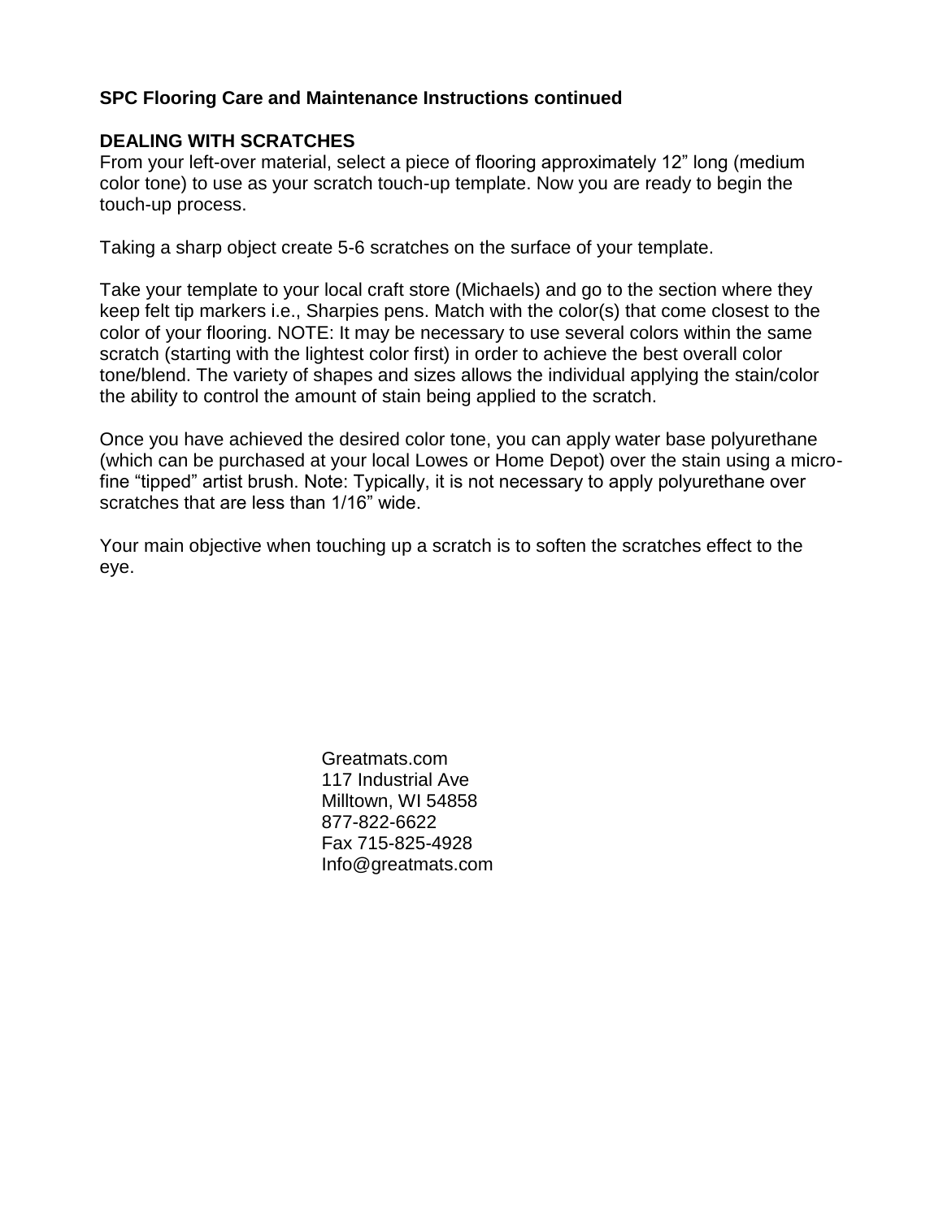**SPC Flooring Care and Maintenance Instructions continued**

**DEALING WITH SCRATCHES**

From your left-over material, select a piece of flooring approximately 12” long (medium color tone) to use as your scratch touch-up template. Now you are ready to begin the touch-up process.

Taking a sharp object create 5-6 scratches on the surface of your template.

Take your template to your local craft store (Michaels) and go to the section where they keep felt tip markers i.e., Sharpies pens. Match with the color(s) that come closest to the color of your flooring. NOTE: It may be necessary to use several colors within the same scratch (starting with the lightest color first) in order to achieve the best overall color tone/blend. The variety of shapes and sizes allows the individual applying the stain/color the ability to control the amount of stain being applied to the scratch.

Once you have achieved the desired color tone, you can apply water base polyurethane (which can be purchased at your local Lowes or Home Depot) over the stain using a micro-fine “tipped” artist brush. Note: Typically, it is not necessary to apply polyurethane over scratches that are less than 1/16” wide.

Your main objective when touching up a scratch is to soften the scratches effect to the eye.

Greatmats.com
117 Industrial Ave
Milltown, WI 54858
877-822-6622
Fax 715-825-4928
Info@greatmats.com